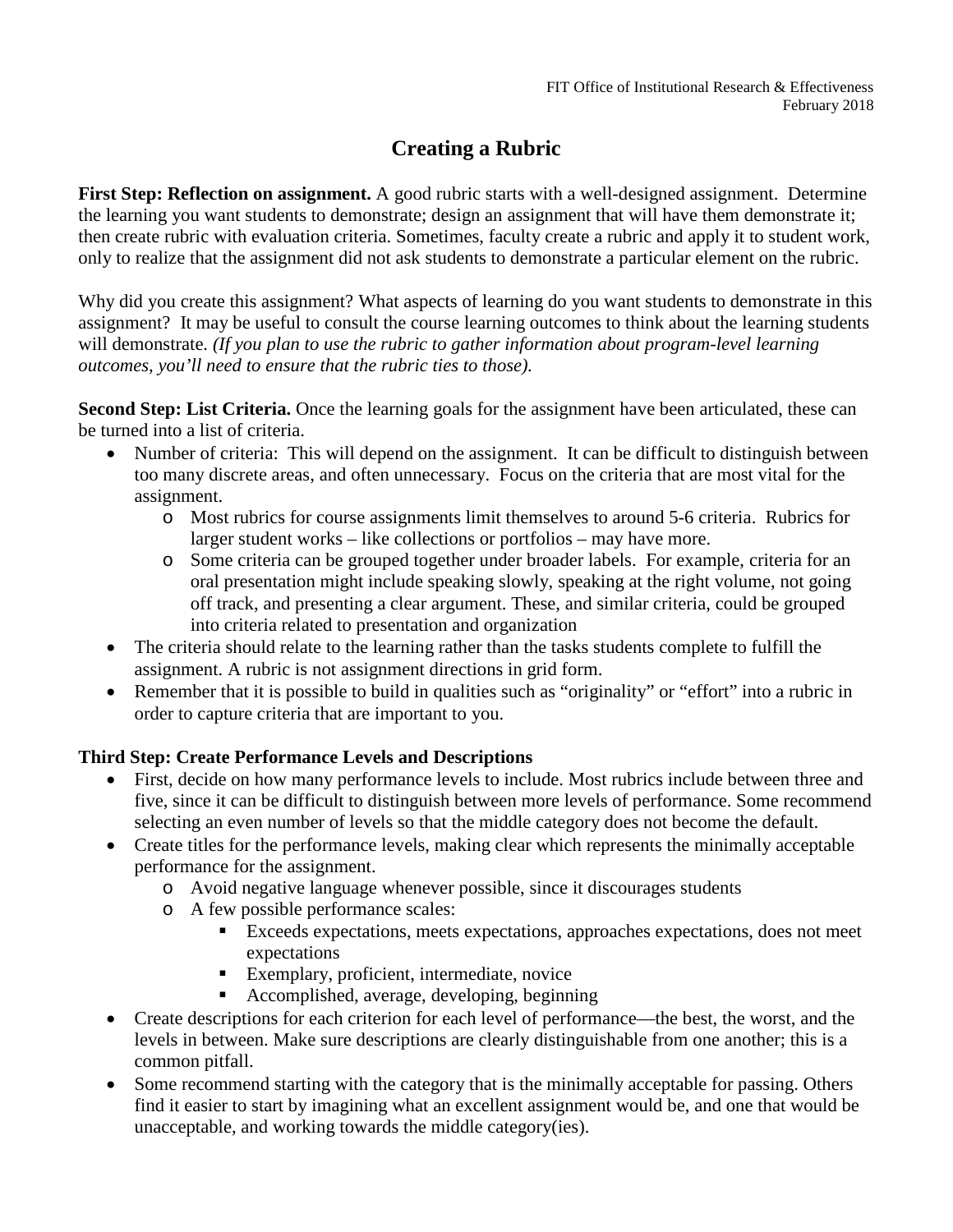FIT Office of Institutional Research & Effectiveness
February 2018

# Creating a Rubric

**First Step: Reflection on assignment.** A good rubric starts with a well-designed assignment. Determine the learning you want students to demonstrate; design an assignment that will have them demonstrate it; then create rubric with evaluation criteria. Sometimes, faculty create a rubric and apply it to student work, only to realize that the assignment did not ask students to demonstrate a particular element on the rubric.

Why did you create this assignment? What aspects of learning do you want students to demonstrate in this assignment? It may be useful to consult the course learning outcomes to think about the learning students will demonstrate. *(If you plan to use the rubric to gather information about program-level learning outcomes, you'll need to ensure that the rubric ties to those).*

**Second Step: List Criteria.** Once the learning goals for the assignment have been articulated, these can be turned into a list of criteria.

- Number of criteria: This will depend on the assignment. It can be difficult to distinguish between too many discrete areas, and often unnecessary. Focus on the criteria that are most vital for the assignment.
  - Most rubrics for course assignments limit themselves to around 5-6 criteria. Rubrics for larger student works – like collections or portfolios – may have more.
  - Some criteria can be grouped together under broader labels. For example, criteria for an oral presentation might include speaking slowly, speaking at the right volume, not going off track, and presenting a clear argument. These, and similar criteria, could be grouped into criteria related to presentation and organization
- The criteria should relate to the learning rather than the tasks students complete to fulfill the assignment. A rubric is not assignment directions in grid form.
- Remember that it is possible to build in qualities such as "originality" or "effort" into a rubric in order to capture criteria that are important to you.

**Third Step: Create Performance Levels and Descriptions**

- First, decide on how many performance levels to include. Most rubrics include between three and five, since it can be difficult to distinguish between more levels of performance. Some recommend selecting an even number of levels so that the middle category does not become the default.
- Create titles for the performance levels, making clear which represents the minimally acceptable performance for the assignment.
  - Avoid negative language whenever possible, since it discourages students
  - A few possible performance scales:
    - Exceeds expectations, meets expectations, approaches expectations, does not meet expectations
    - Exemplary, proficient, intermediate, novice
    - Accomplished, average, developing, beginning
- Create descriptions for each criterion for each level of performance—the best, the worst, and the levels in between. Make sure descriptions are clearly distinguishable from one another; this is a common pitfall.
- Some recommend starting with the category that is the minimally acceptable for passing. Others find it easier to start by imagining what an excellent assignment would be, and one that would be unacceptable, and working towards the middle category(ies).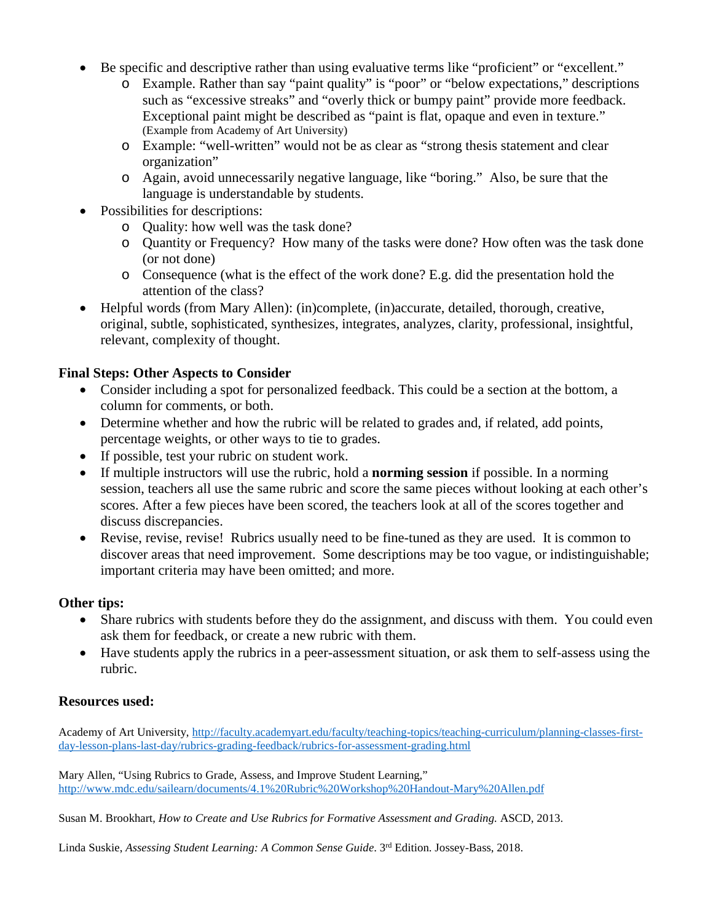- Be specific and descriptive rather than using evaluative terms like "proficient" or "excellent."
  - Example. Rather than say "paint quality" is "poor" or "below expectations," descriptions such as "excessive streaks" and "overly thick or bumpy paint" provide more feedback. Exceptional paint might be described as "paint is flat, opaque and even in texture." (Example from Academy of Art University)
  - Example: "well-written" would not be as clear as "strong thesis statement and clear organization"
  - Again, avoid unnecessarily negative language, like "boring." Also, be sure that the language is understandable by students.
- Possibilities for descriptions:
  - Quality: how well was the task done?
  - Quantity or Frequency? How many of the tasks were done? How often was the task done (or not done)
  - Consequence (what is the effect of the work done? E.g. did the presentation hold the attention of the class?
- Helpful words (from Mary Allen): (in)complete, (in)accurate, detailed, thorough, creative, original, subtle, sophisticated, synthesizes, integrates, analyzes, clarity, professional, insightful, relevant, complexity of thought.

**Final Steps: Other Aspects to Consider**

- Consider including a spot for personalized feedback. This could be a section at the bottom, a column for comments, or both.
- Determine whether and how the rubric will be related to grades and, if related, add points, percentage weights, or other ways to tie to grades.
- If possible, test your rubric on student work.
- If multiple instructors will use the rubric, hold a **norming session** if possible. In a norming session, teachers all use the same rubric and score the same pieces without looking at each other's scores. After a few pieces have been scored, the teachers look at all of the scores together and discuss discrepancies.
- Revise, revise, revise! Rubrics usually need to be fine-tuned as they are used. It is common to discover areas that need improvement. Some descriptions may be too vague, or indistinguishable; important criteria may have been omitted; and more.

**Other tips:**

- Share rubrics with students before they do the assignment, and discuss with them. You could even ask them for feedback, or create a new rubric with them.
- Have students apply the rubrics in a peer-assessment situation, or ask them to self-assess using the rubric.

**Resources used:**

Academy of Art University, http://faculty.academyart.edu/faculty/teaching-topics/teaching-curriculum/planning-classes-first-day-lesson-plans-last-day/rubrics-grading-feedback/rubrics-for-assessment-grading.html

Mary Allen, "Using Rubrics to Grade, Assess, and Improve Student Learning," http://www.mdc.edu/sailearn/documents/4.1%20Rubric%20Workshop%20Handout-Mary%20Allen.pdf

Susan M. Brookhart, *How to Create and Use Rubrics for Formative Assessment and Grading.* ASCD, 2013.

Linda Suskie, *Assessing Student Learning: A Common Sense Guide*. 3rd Edition. Jossey-Bass, 2018.